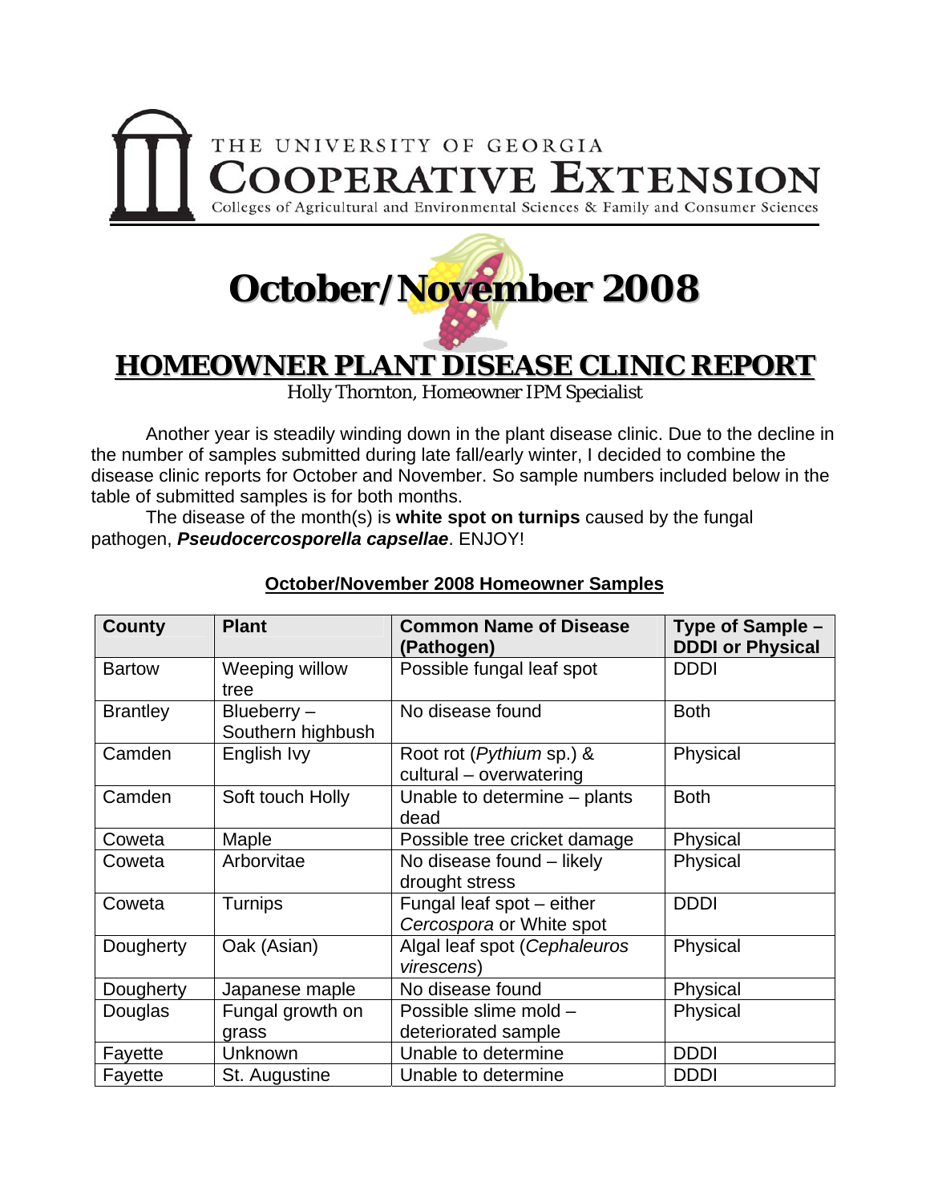THE UNIVERSITY OF GEORGIA
COOPERATIVE EXTENSION
Colleges of Agricultural and Environmental Sciences & Family and Consumer Sciences

# October/November 2008

## HOMEOWNER PLANT DISEASE CLINIC REPORT

Holly Thornton, Homeowner IPM Specialist

Another year is steadily winding down in the plant disease clinic. Due to the decline in the number of samples submitted during late fall/early winter, I decided to combine the disease clinic reports for October and November. So sample numbers included below in the table of submitted samples is for both months.

The disease of the month(s) is **white spot on turnips** caused by the fungal pathogen, ***Pseudocercosporella capsellae***. ENJOY!

### October/November 2008 Homeowner Samples

| County | Plant | Common Name of Disease (Pathogen) | Type of Sample – DDDI or Physical |
|---|---|---|---|
| Bartow | Weeping willow tree | Possible fungal leaf spot | DDDI |
| Brantley | Blueberry – Southern highbush | No disease found | Both |
| Camden | English Ivy | Root rot (*Pythium* sp.) & cultural – overwatering | Physical |
| Camden | Soft touch Holly | Unable to determine – plants dead | Both |
| Coweta | Maple | Possible tree cricket damage | Physical |
| Coweta | Arborvitae | No disease found – likely drought stress | Physical |
| Coweta | Turnips | Fungal leaf spot – either *Cercospora* or White spot | DDDI |
| Dougherty | Oak (Asian) | Algal leaf spot (*Cephaleuros virescens*) | Physical |
| Dougherty | Japanese maple | No disease found | Physical |
| Douglas | Fungal growth on grass | Possible slime mold – deteriorated sample | Physical |
| Fayette | Unknown | Unable to determine | DDDI |
| Fayette | St. Augustine | Unable to determine | DDDI |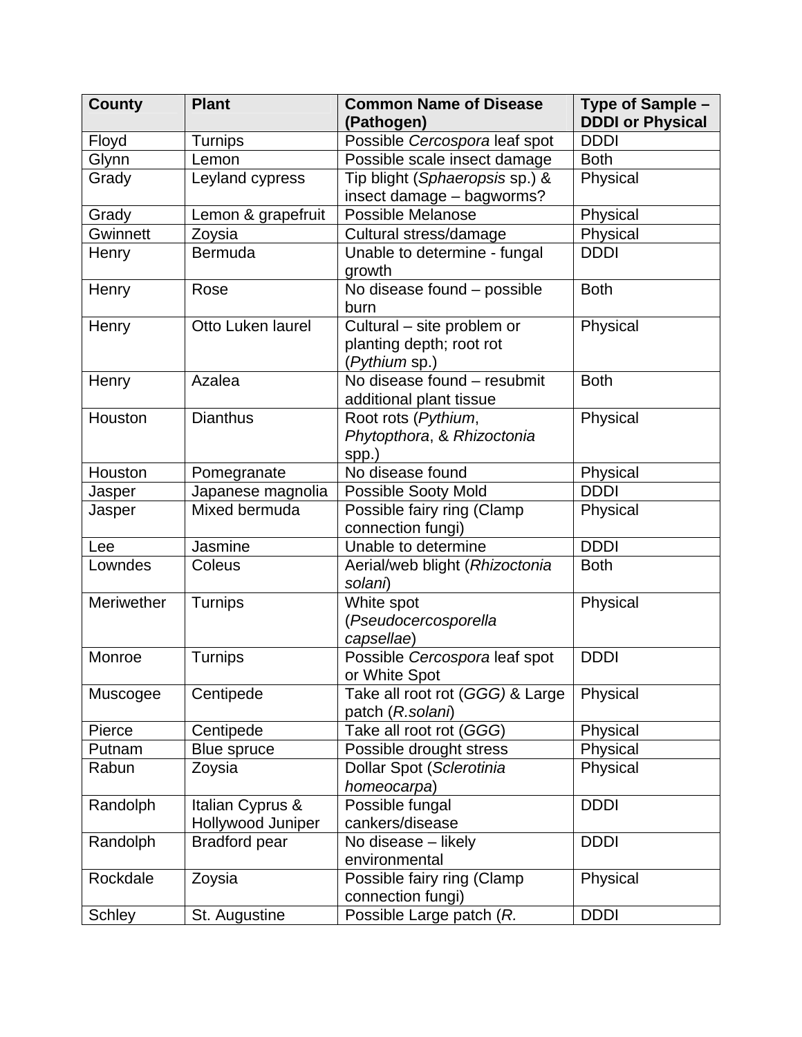| County | Plant | Common Name of Disease (Pathogen) | Type of Sample – DDDI or Physical |
|---|---|---|---|
| Floyd | Turnips | Possible *Cercospora* leaf spot | DDDI |
| Glynn | Lemon | Possible scale insect damage | Both |
| Grady | Leyland cypress | Tip blight (*Sphaeropsis* sp.) & insect damage – bagworms? | Physical |
| Grady | Lemon & grapefruit | Possible Melanose | Physical |
| Gwinnett | Zoysia | Cultural stress/damage | Physical |
| Henry | Bermuda | Unable to determine - fungal growth | DDDI |
| Henry | Rose | No disease found – possible burn | Both |
| Henry | Otto Luken laurel | Cultural – site problem or planting depth; root rot (*Pythium* sp.) | Physical |
| Henry | Azalea | No disease found – resubmit additional plant tissue | Both |
| Houston | Dianthus | Root rots (*Pythium*, *Phytopthora*, & *Rhizoctonia* spp.) | Physical |
| Houston | Pomegranate | No disease found | Physical |
| Jasper | Japanese magnolia | Possible Sooty Mold | DDDI |
| Jasper | Mixed bermuda | Possible fairy ring (Clamp connection fungi) | Physical |
| Lee | Jasmine | Unable to determine | DDDI |
| Lowndes | Coleus | Aerial/web blight (*Rhizoctonia solani*) | Both |
| Meriwether | Turnips | White spot (*Pseudocercosporella capsellae*) | Physical |
| Monroe | Turnips | Possible *Cercospora* leaf spot or White Spot | DDDI |
| Muscogee | Centipede | Take all root rot (*GGG)* & Large patch (*R.solani*) | Physical |
| Pierce | Centipede | Take all root rot (*GGG*) | Physical |
| Putnam | Blue spruce | Possible drought stress | Physical |
| Rabun | Zoysia | Dollar Spot (*Sclerotinia homeocarpa*) | Physical |
| Randolph | Italian Cyprus & Hollywood Juniper | Possible fungal cankers/disease | DDDI |
| Randolph | Bradford pear | No disease – likely environmental | DDDI |
| Rockdale | Zoysia | Possible fairy ring (Clamp connection fungi) | Physical |
| Schley | St. Augustine | Possible Large patch (*R.* | DDDI |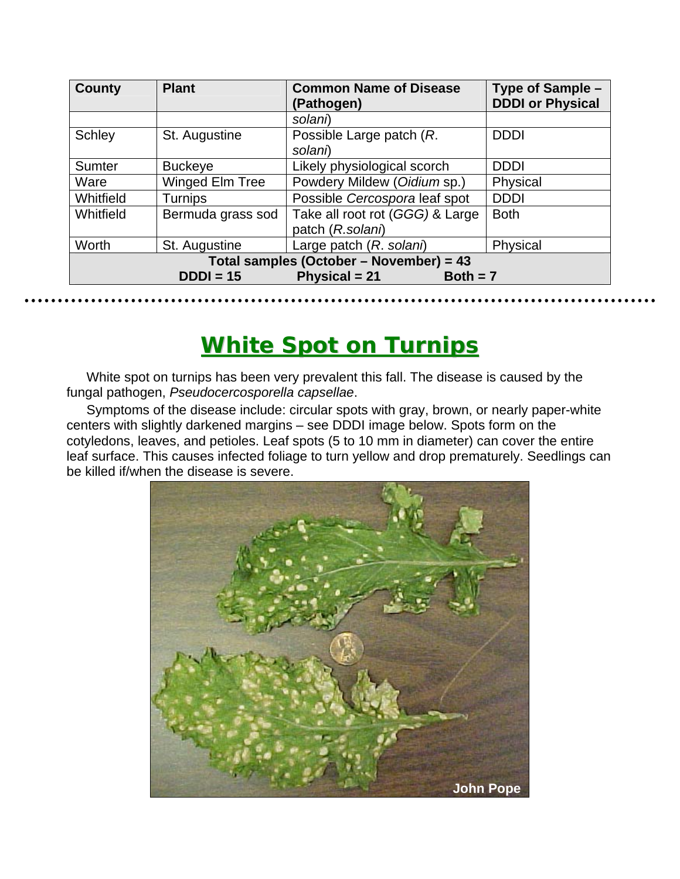| County | Plant | Common Name of Disease (Pathogen) | Type of Sample – DDDI or Physical |
|---|---|---|---|
| | | *solani*) | |
| Schley | St. Augustine | Possible Large patch (*R. solani*) | DDDI |
| Sumter | Buckeye | Likely physiological scorch | DDDI |
| Ware | Winged Elm Tree | Powdery Mildew (*Oidium* sp.) | Physical |
| Whitfield | Turnips | Possible *Cercospora* leaf spot | DDDI |
| Whitfield | Bermuda grass sod | Take all root rot (*GGG*) & Large patch (*R.solani*) | Both |
| Worth | St. Augustine | Large patch (*R. solani*) | Physical |
| **Total samples (October – November) = 43** | | | |
| **DDDI = 15** | **Physical = 21** | **Both = 7** | |

# White Spot on Turnips

White spot on turnips has been very prevalent this fall. The disease is caused by the fungal pathogen, *Pseudocercosporella capsellae*.

Symptoms of the disease include: circular spots with gray, brown, or nearly paper-white centers with slightly darkened margins – see DDDI image below. Spots form on the cotyledons, leaves, and petioles. Leaf spots (5 to 10 mm in diameter) can cover the entire leaf surface. This causes infected foliage to turn yellow and drop prematurely. Seedlings can be killed if/when the disease is severe.

John Pope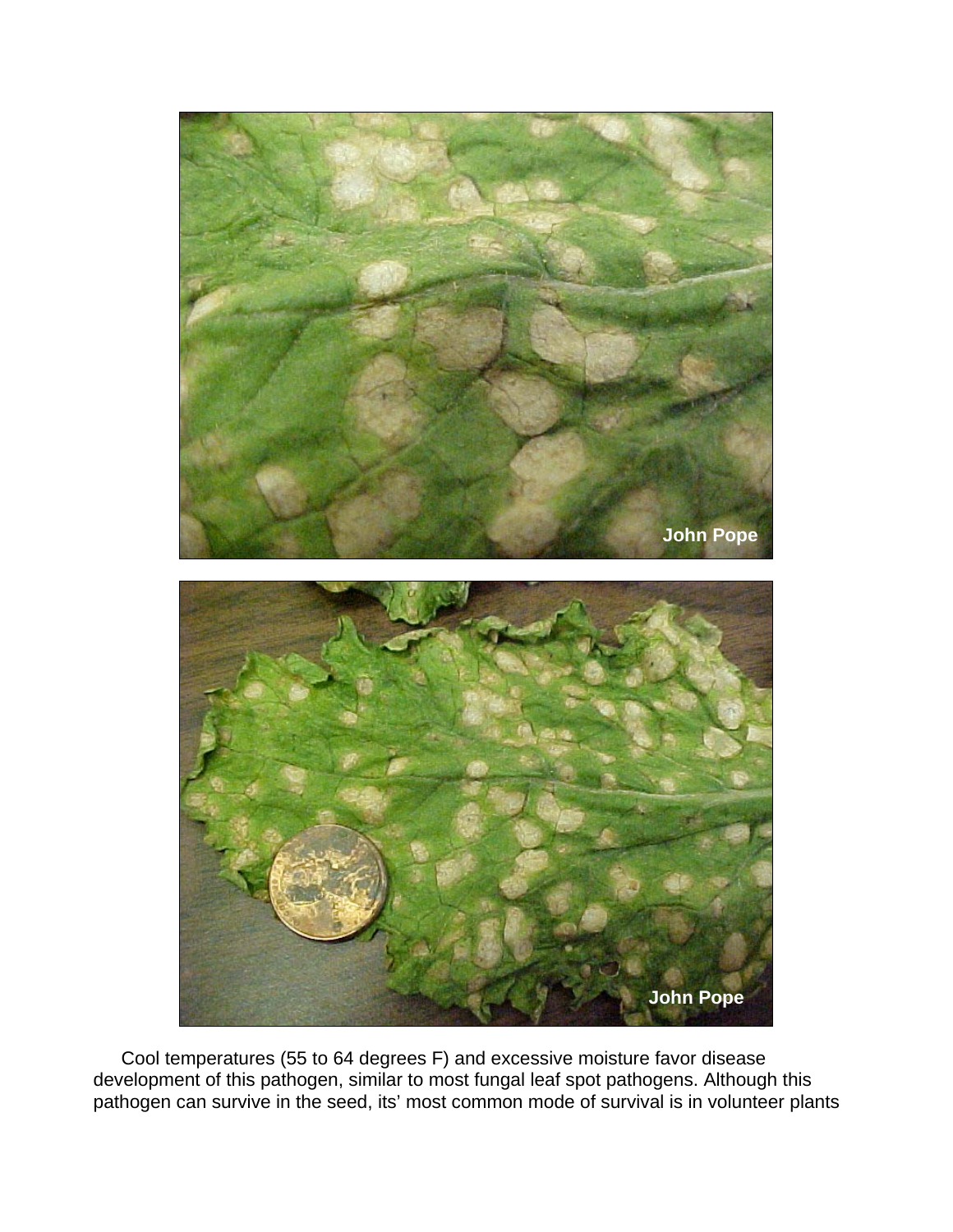Cool temperatures (55 to 64 degrees F) and excessive moisture favor disease development of this pathogen, similar to most fungal leaf spot pathogens. Although this pathogen can survive in the seed, its' most common mode of survival is in volunteer plants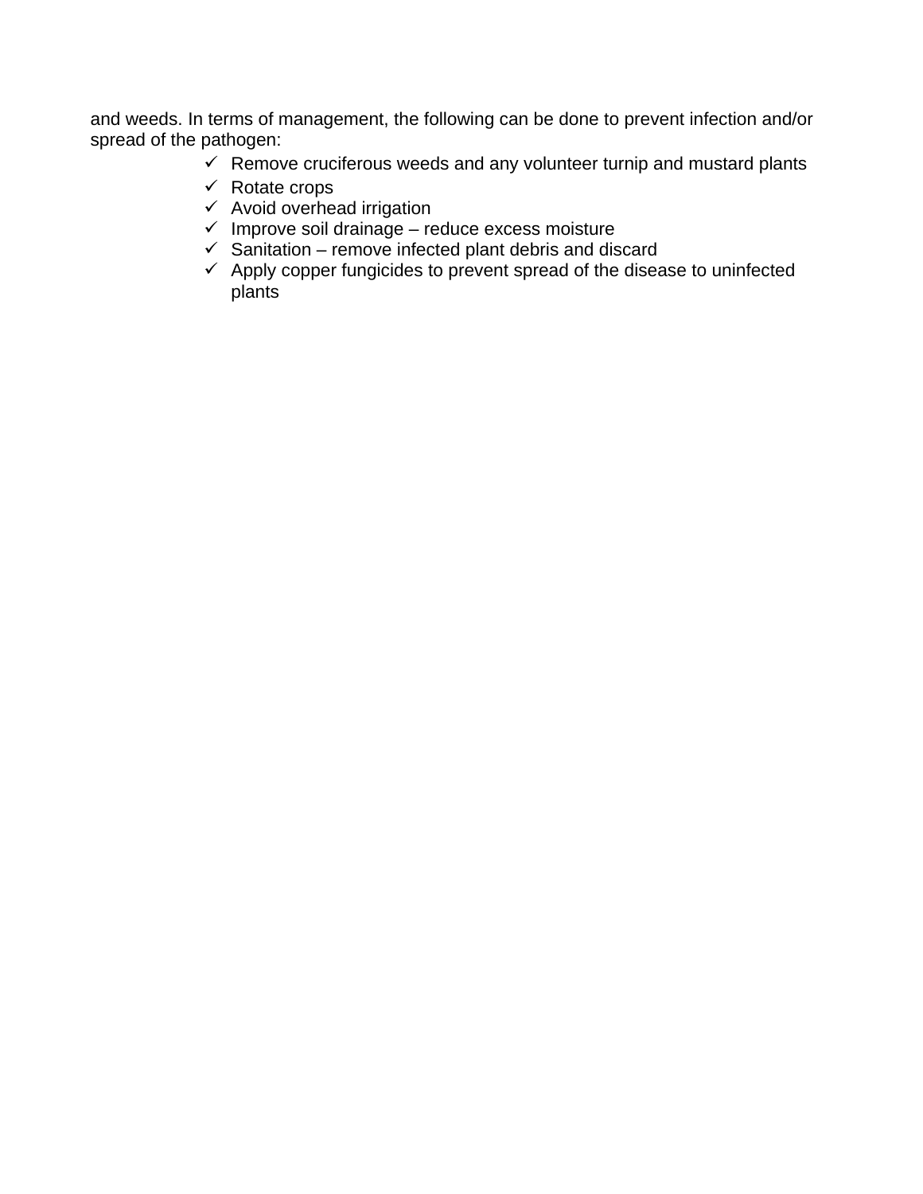and weeds. In terms of management, the following can be done to prevent infection and/or spread of the pathogen:

- ✓ Remove cruciferous weeds and any volunteer turnip and mustard plants
- ✓ Rotate crops
- ✓ Avoid overhead irrigation
- ✓ Improve soil drainage – reduce excess moisture
- ✓ Sanitation – remove infected plant debris and discard
- ✓ Apply copper fungicides to prevent spread of the disease to uninfected plants